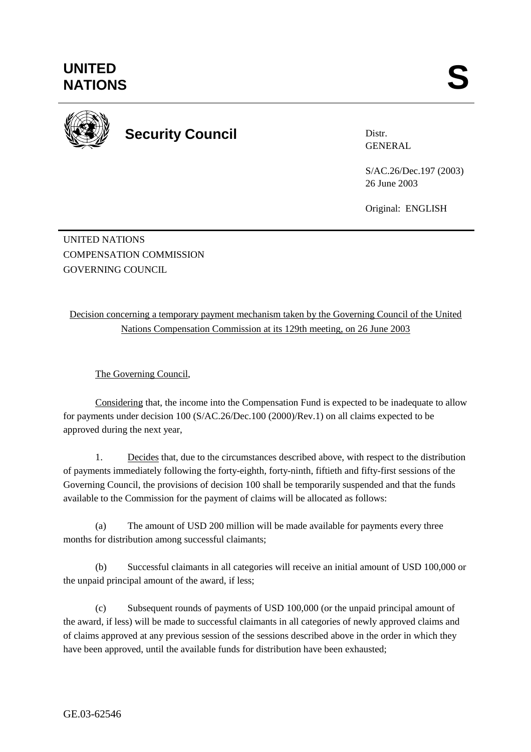# UNITED NATIONS

# S

**Security Council**

Distr.
GENERAL

S/AC.26/Dec.197 (2003)
26 June 2003

Original: ENGLISH

UNITED NATIONS
COMPENSATION COMMISSION
GOVERNING COUNCIL

Decision concerning a temporary payment mechanism taken by the Governing Council of the United Nations Compensation Commission at its 129th meeting, on 26 June 2003

The Governing Council,

Considering that, the income into the Compensation Fund is expected to be inadequate to allow for payments under decision 100 (S/AC.26/Dec.100 (2000)/Rev.1) on all claims expected to be approved during the next year,

1. Decides that, due to the circumstances described above, with respect to the distribution of payments immediately following the forty-eighth, forty-ninth, fiftieth and fifty-first sessions of the Governing Council, the provisions of decision 100 shall be temporarily suspended and that the funds available to the Commission for the payment of claims will be allocated as follows:

(a) The amount of USD 200 million will be made available for payments every three months for distribution among successful claimants;

(b) Successful claimants in all categories will receive an initial amount of USD 100,000 or the unpaid principal amount of the award, if less;

(c) Subsequent rounds of payments of USD 100,000 (or the unpaid principal amount of the award, if less) will be made to successful claimants in all categories of newly approved claims and of claims approved at any previous session of the sessions described above in the order in which they have been approved, until the available funds for distribution have been exhausted;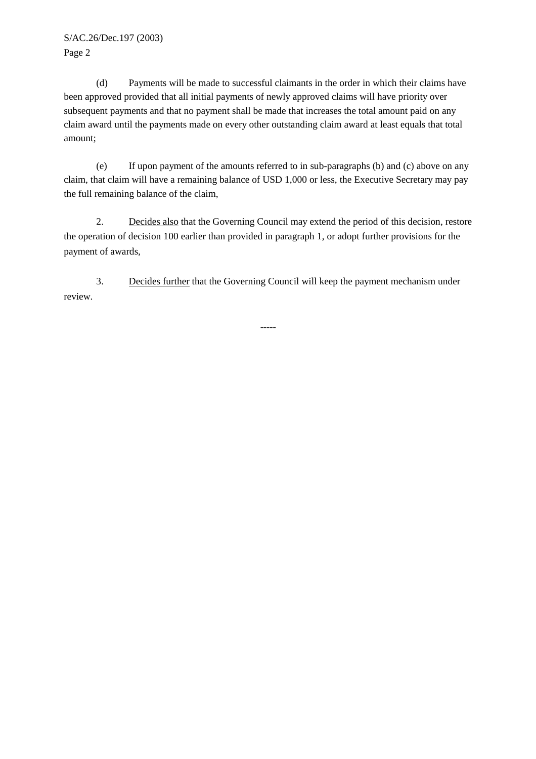(d) Payments will be made to successful claimants in the order in which their claims have been approved provided that all initial payments of newly approved claims will have priority over subsequent payments and that no payment shall be made that increases the total amount paid on any claim award until the payments made on every other outstanding claim award at least equals that total amount;

(e) If upon payment of the amounts referred to in sub-paragraphs (b) and (c) above on any claim, that claim will have a remaining balance of USD 1,000 or less, the Executive Secretary may pay the full remaining balance of the claim,

2. Decides also that the Governing Council may extend the period of this decision, restore the operation of decision 100 earlier than provided in paragraph 1, or adopt further provisions for the payment of awards,

3. Decides further that the Governing Council will keep the payment mechanism under review.

-----